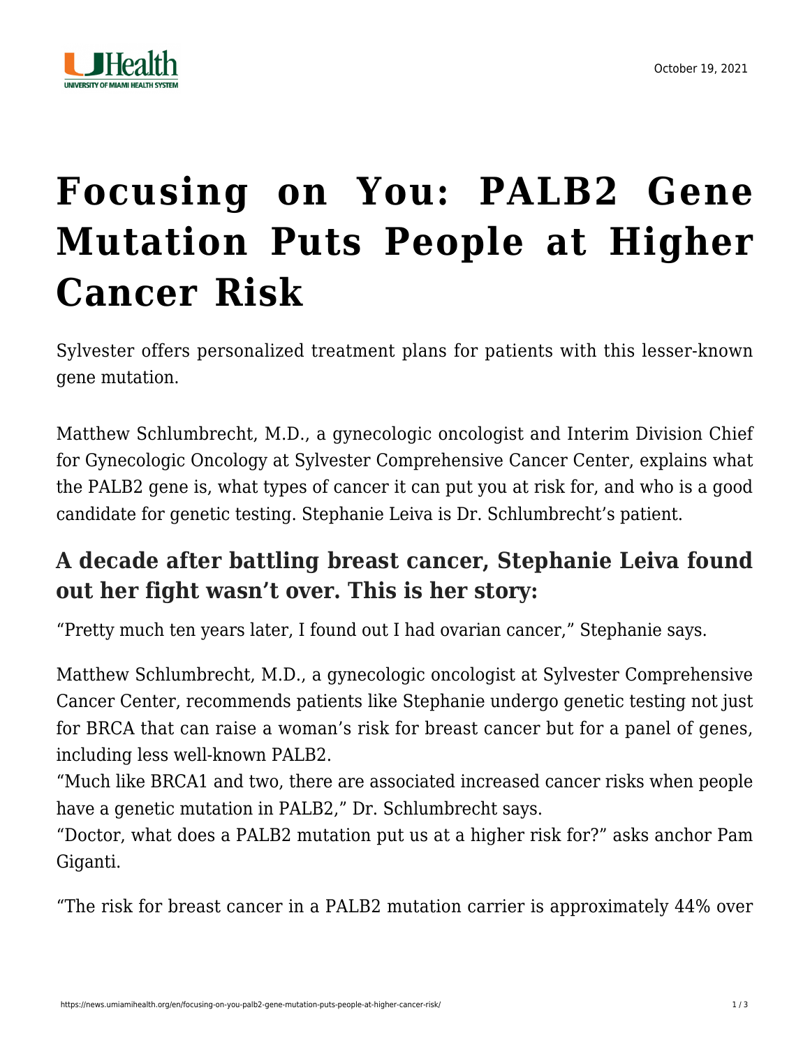October 19, 2021

# Focusing on You: PALB2 Gene Mutation Puts People at Higher Cancer Risk

Sylvester offers personalized treatment plans for patients with this lesser-known gene mutation.

Matthew Schlumbrecht, M.D., a gynecologic oncologist and Interim Division Chief for Gynecologic Oncology at Sylvester Comprehensive Cancer Center, explains what the PALB2 gene is, what types of cancer it can put you at risk for, and who is a good candidate for genetic testing. Stephanie Leiva is Dr. Schlumbrecht's patient.

## A decade after battling breast cancer, Stephanie Leiva found out her fight wasn't over. This is her story:

"Pretty much ten years later, I found out I had ovarian cancer," Stephanie says.

Matthew Schlumbrecht, M.D., a gynecologic oncologist at Sylvester Comprehensive Cancer Center, recommends patients like Stephanie undergo genetic testing not just for BRCA that can raise a woman's risk for breast cancer but for a panel of genes, including less well-known PALB2.

"Much like BRCA1 and two, there are associated increased cancer risks when people have a genetic mutation in PALB2," Dr. Schlumbrecht says.

"Doctor, what does a PALB2 mutation put us at a higher risk for?" asks anchor Pam Giganti.

"The risk for breast cancer in a PALB2 mutation carrier is approximately 44% over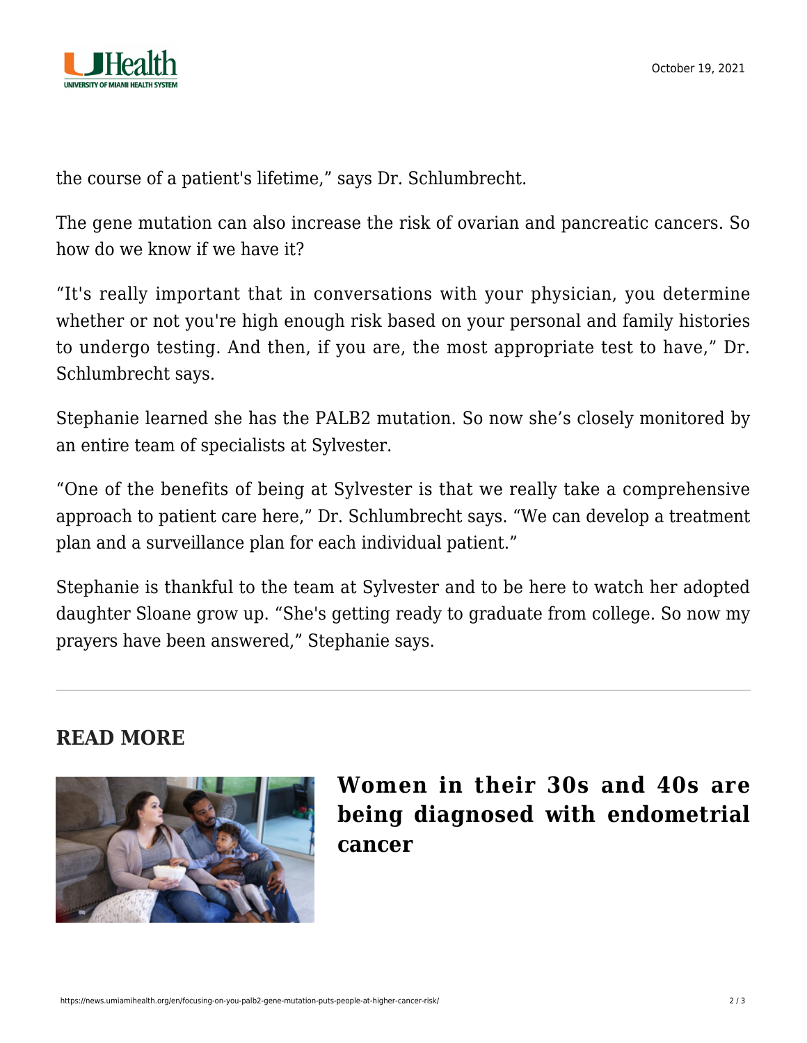the course of a patient's lifetime," says Dr. Schlumbrecht.

The gene mutation can also increase the risk of ovarian and pancreatic cancers. So how do we know if we have it?

"It's really important that in conversations with your physician, you determine whether or not you're high enough risk based on your personal and family histories to undergo testing. And then, if you are, the most appropriate test to have," Dr. Schlumbrecht says.

Stephanie learned she has the PALB2 mutation. So now she's closely monitored by an entire team of specialists at Sylvester.

"One of the benefits of being at Sylvester is that we really take a comprehensive approach to patient care here," Dr. Schlumbrecht says. "We can develop a treatment plan and a surveillance plan for each individual patient."

Stephanie is thankful to the team at Sylvester and to be here to watch her adopted daughter Sloane grow up. "She's getting ready to graduate from college. So now my prayers have been answered," Stephanie says.

---

## READ MORE

### Women in their 30s and 40s are being diagnosed with endometrial cancer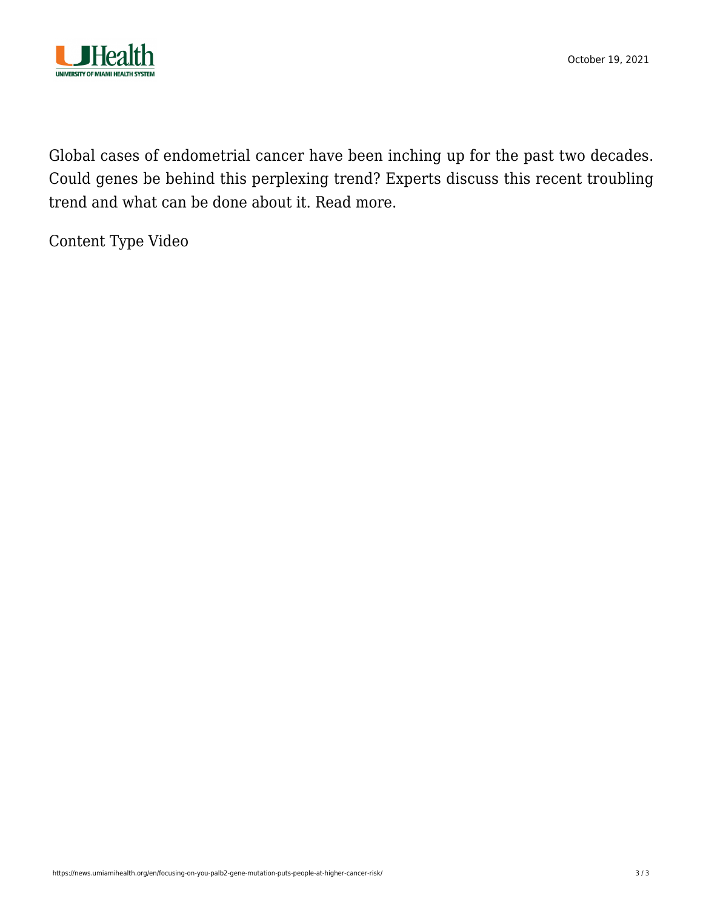Global cases of endometrial cancer have been inching up for the past two decades. Could genes be behind this perplexing trend? Experts discuss this recent troubling trend and what can be done about it. Read more.

Content Type Video